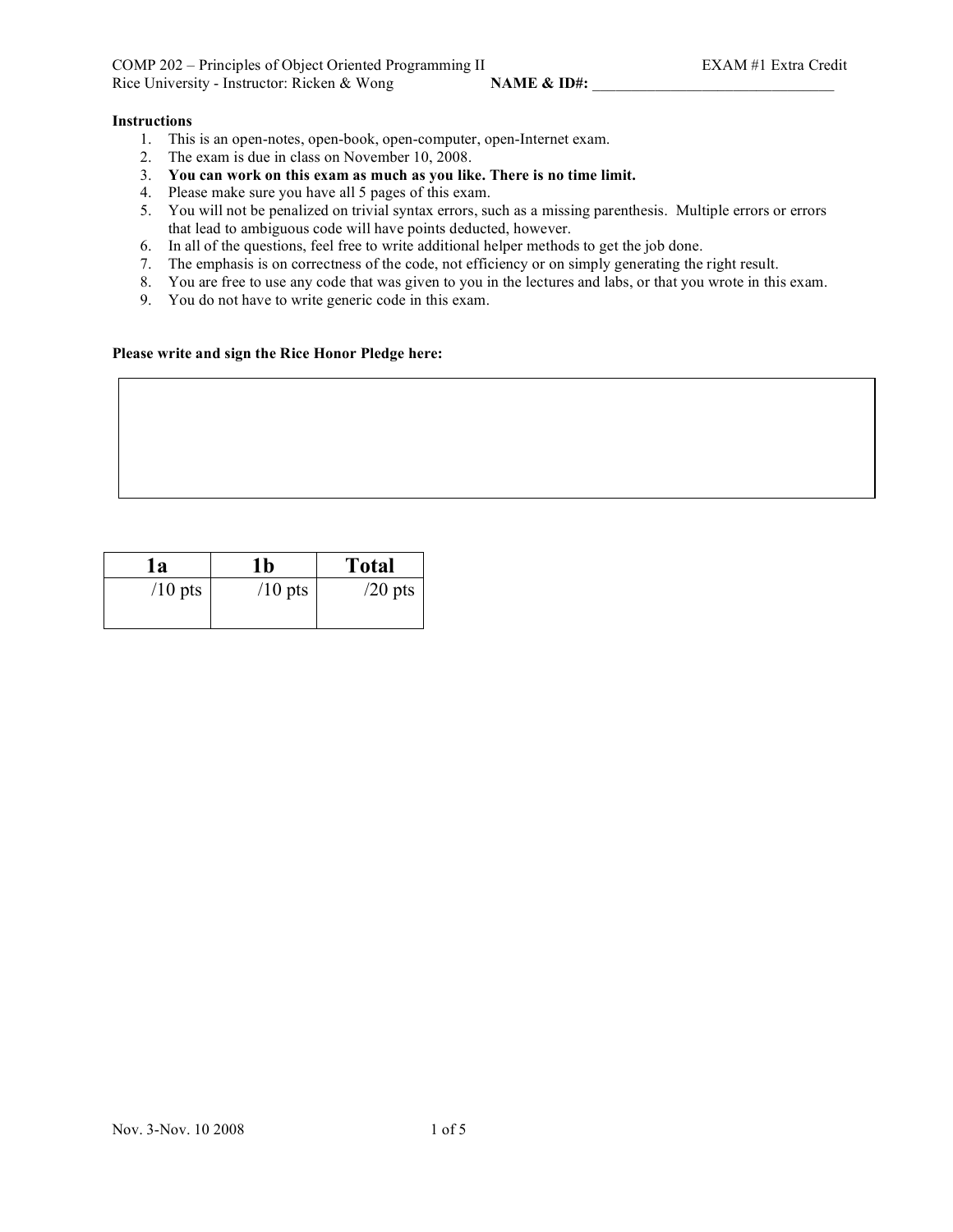COMP 202 – Principles of Object Oriented Programming II — EXAM #1 Extra Credit

Rice University - Instructor: Ricken & Wong — **NAME & ID#:** ________________________________

**Instructions**

1. This is an open-notes, open-book, open-computer, open-Internet exam.
2. The exam is due in class on November 10, 2008.
3. **You can work on this exam as much as you like. There is no time limit.**
4. Please make sure you have all 5 pages of this exam.
5. You will not be penalized on trivial syntax errors, such as a missing parenthesis. Multiple errors or errors that lead to ambiguous code will have points deducted, however.
6. In all of the questions, feel free to write additional helper methods to get the job done.
7. The emphasis is on correctness of the code, not efficiency or on simply generating the right result.
8. You are free to use any code that was given to you in the lectures and labs, or that you wrote in this exam.
9. You do not have to write generic code in this exam.

**Please write and sign the Rice Honor Pledge here:**

| 1a | 1b | Total |
|---|---|---|
| /10 pts | /10 pts | /20 pts |

Nov. 3-Nov. 10 2008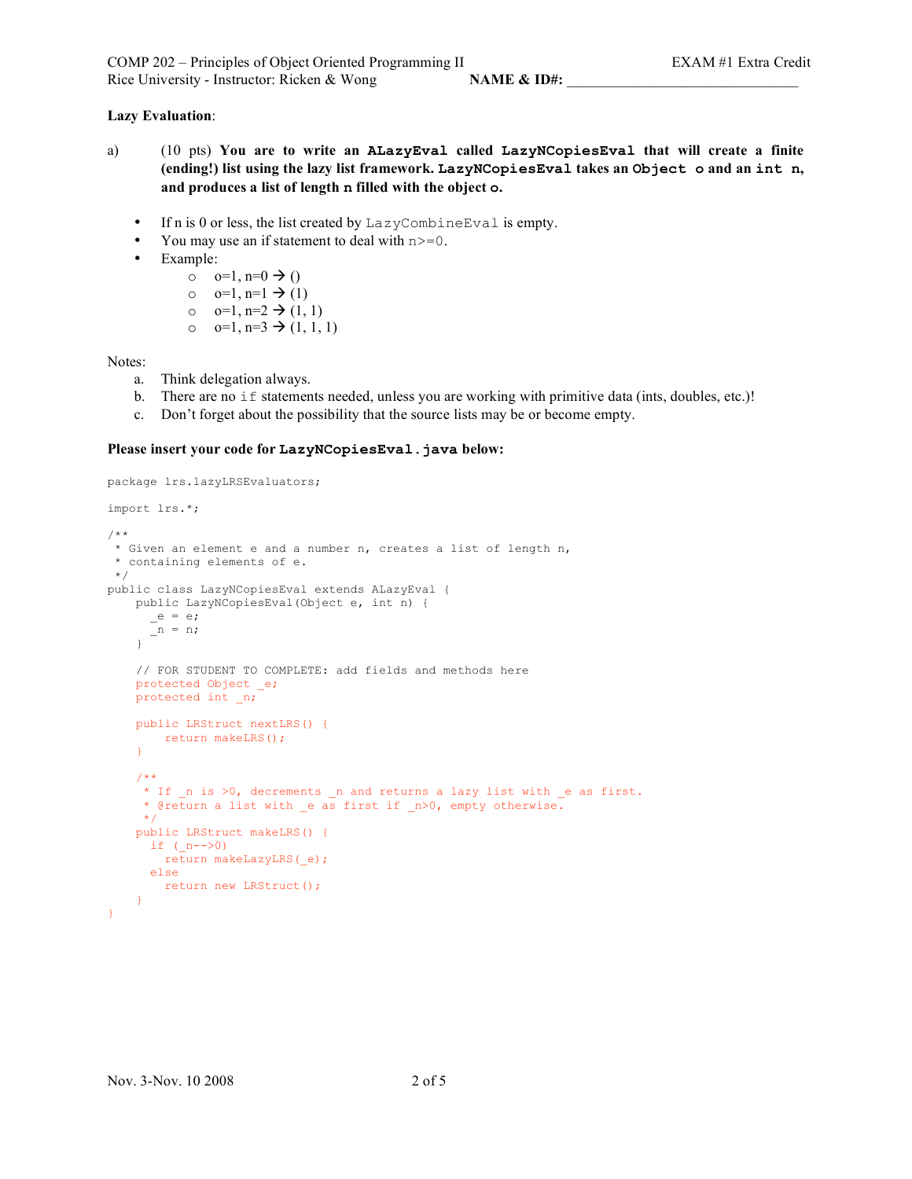**Lazy Evaluation**:

a) (10 pts) **You are to write an `ALazyEval` called `LazyNCopiesEval` that will create a finite (ending!) list using the lazy list framework. `LazyNCopiesEval` takes an `Object o` and an `int n`, and produces a list of length `n` filled with the object `o`.**

- If n is 0 or less, the list created by `LazyCombineEval` is empty.
- You may use an if statement to deal with `n>=0`.
- Example:
  - o=1, n=0 → ()
  - o=1, n=1 → (1)
  - o=1, n=2 → (1, 1)
  - o=1, n=3 → (1, 1, 1)

Notes:

a. Think delegation always.
b. There are no `if` statements needed, unless you are working with primitive data (ints, doubles, etc.)!
c. Don't forget about the possibility that the source lists may be or become empty.

**Please insert your code for `LazyNCopiesEval.java` below:**

```
package lrs.lazyLRSEvaluators;

import lrs.*;

/**
 * Given an element e and a number n, creates a list of length n,
 * containing elements of e.
 */
public class LazyNCopiesEval extends ALazyEval {
    public LazyNCopiesEval(Object e, int n) {
      _e = e;
      _n = n;
    }

    // FOR STUDENT TO COMPLETE: add fields and methods here
    protected Object _e;
    protected int _n;

    public LRStruct nextLRS() {
        return makeLRS();
    }

    /**
     * If _n is >0, decrements _n and returns a lazy list with _e as first.
     * @return a list with _e as first if _n>0, empty otherwise.
     */
    public LRStruct makeLRS() {
      if (_n-->0)
        return makeLazyLRS(_e);
      else
        return new LRStruct();
    }
}
```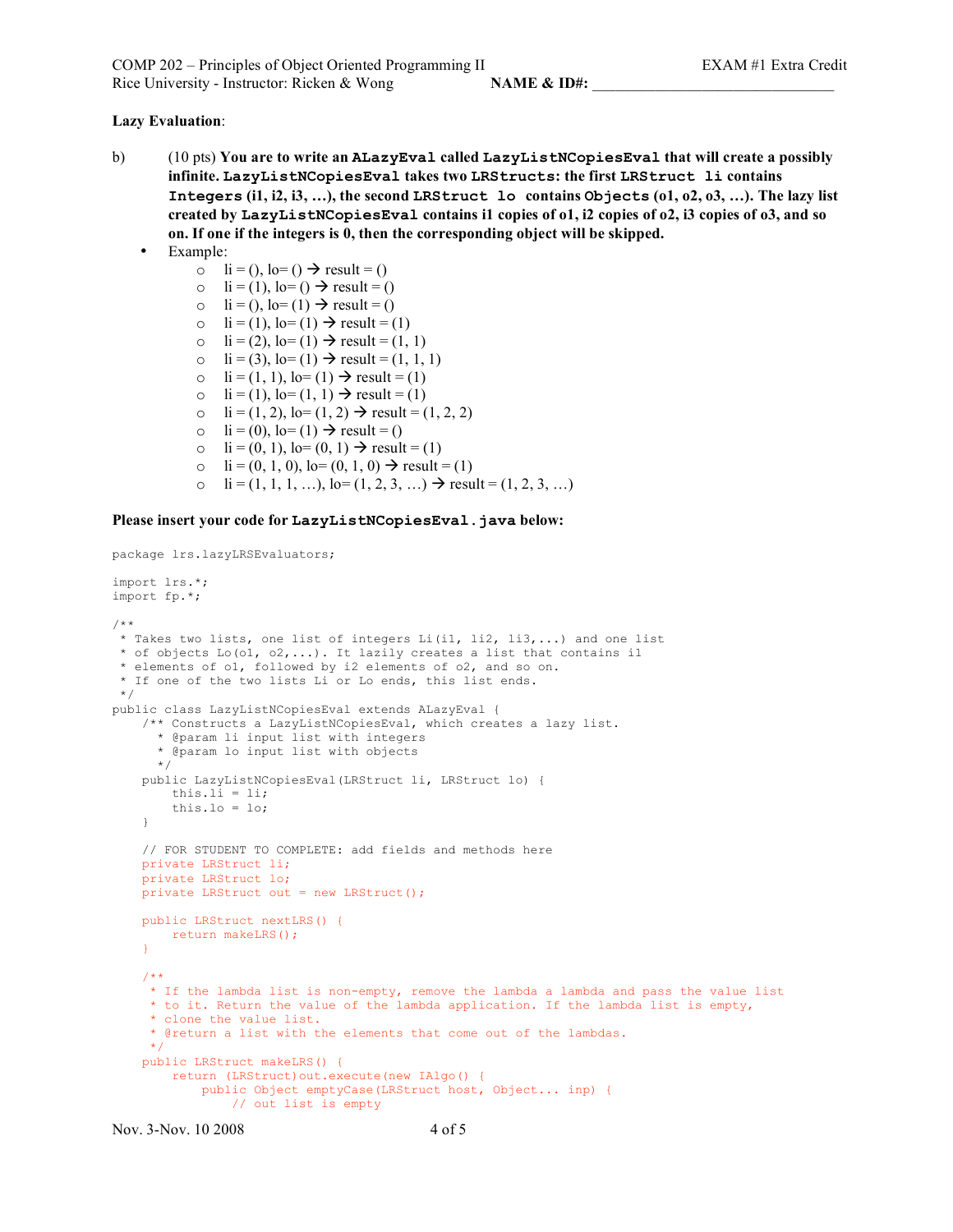**Lazy Evaluation**:

b) (10 pts) **You are to write an `ALazyEval` called `LazyListNCopiesEval` that will create a possibly infinite. `LazyListNCopiesEval` takes two `LRStructs`: the first `LRStruct li` contains `Integers` (i1, i2, i3, …), the second `LRStruct lo` contains `Objects` (o1, o2, o3, …). The lazy list created by `LazyListNCopiesEval` contains i1 copies of o1, i2 copies of o2, i3 copies of o3, and so on. If one if the integers is 0, then the corresponding object will be skipped.**

- Example:
  - li = (), lo= () → result = ()
  - li = (1), lo= () → result = ()
  - li = (), lo= (1) → result = ()
  - li = (1), lo= (1) → result = (1)
  - li = (2), lo= (1) → result = (1, 1)
  - li = (3), lo= (1) → result = (1, 1, 1)
  - li = (1, 1), lo= (1) → result = (1)
  - li = (1), lo= (1, 1) → result = (1)
  - li = (1, 2), lo= (1, 2) → result = (1, 2, 2)
  - li = (0), lo= (1) → result = ()
  - li = (0, 1), lo= (0, 1) → result = (1)
  - li = (0, 1, 0), lo= (0, 1, 0) → result = (1)
  - li = (1, 1, 1, …), lo= (1, 2, 3, …) → result = (1, 2, 3, …)

**Please insert your code for `LazyListNCopiesEval.java` below:**

```
package lrs.lazyLRSEvaluators;

import lrs.*;
import fp.*;

/**
 * Takes two lists, one list of integers Li(i1, li2, li3,...) and one list
 * of objects Lo(o1, o2,...). It lazily creates a list that contains i1
 * elements of o1, followed by i2 elements of o2, and so on.
 * If one of the two lists Li or Lo ends, this list ends.
 */
public class LazyListNCopiesEval extends ALazyEval {
    /** Constructs a LazyListNCopiesEval, which creates a lazy list.
      * @param li input list with integers
      * @param lo input list with objects
      */
    public LazyListNCopiesEval(LRStruct li, LRStruct lo) {
        this.li = li;
        this.lo = lo;
    }

    // FOR STUDENT TO COMPLETE: add fields and methods here
    private LRStruct li;
    private LRStruct lo;
    private LRStruct out = new LRStruct();

    public LRStruct nextLRS() {
        return makeLRS();
    }

    /**
     * If the lambda list is non-empty, remove the lambda a lambda and pass the value list
     * to it. Return the value of the lambda application. If the lambda list is empty,
     * clone the value list.
     * @return a list with the elements that come out of the lambdas.
     */
    public LRStruct makeLRS() {
        return (LRStruct)out.execute(new IAlgo() {
            public Object emptyCase(LRStruct host, Object... inp) {
                // out list is empty
```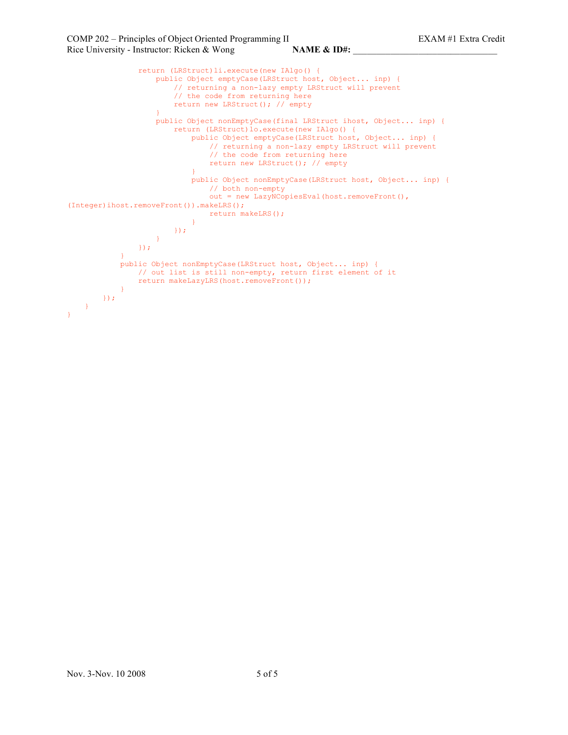```
                return (LRStruct)li.execute(new IAlgo() {
                    public Object emptyCase(LRStruct host, Object... inp) {
                        // returning a non-lazy empty LRStruct will prevent
                        // the code from returning here
                        return new LRStruct(); // empty
                    }
                    public Object nonEmptyCase(final LRStruct ihost, Object... inp) {
                        return (LRStruct)lo.execute(new IAlgo() {
                            public Object emptyCase(LRStruct host, Object... inp) {
                                // returning a non-lazy empty LRStruct will prevent
                                // the code from returning here
                                return new LRStruct(); // empty
                            }
                            public Object nonEmptyCase(LRStruct host, Object... inp) {
                                // both non-empty
                                out = new LazyNCopiesEval(host.removeFront(),
(Integer)ihost.removeFront()).makeLRS();
                                return makeLRS();
                            }
                        });
                    }
                });
            }
            public Object nonEmptyCase(LRStruct host, Object... inp) {
                // out list is still non-empty, return first element of it
                return makeLazyLRS(host.removeFront());
            }
        });
    }
}
```